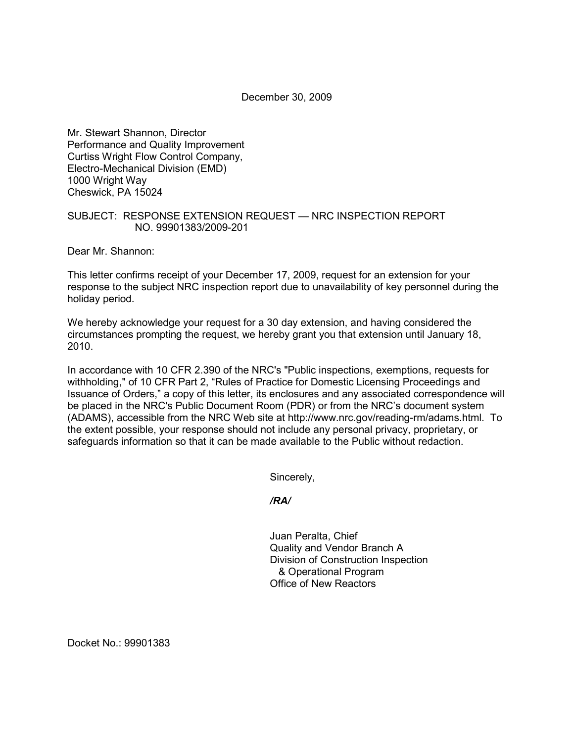December 30, 2009

Mr. Stewart Shannon, Director
Performance and Quality Improvement
Curtiss Wright Flow Control Company,
Electro-Mechanical Division (EMD)
1000 Wright Way
Cheswick, PA 15024

SUBJECT: RESPONSE EXTENSION REQUEST — NRC INSPECTION REPORT NO. 99901383/2009-201

Dear Mr. Shannon:

This letter confirms receipt of your December 17, 2009, request for an extension for your response to the subject NRC inspection report due to unavailability of key personnel during the holiday period.

We hereby acknowledge your request for a 30 day extension, and having considered the circumstances prompting the request, we hereby grant you that extension until January 18, 2010.

In accordance with 10 CFR 2.390 of the NRC's "Public inspections, exemptions, requests for withholding," of 10 CFR Part 2, "Rules of Practice for Domestic Licensing Proceedings and Issuance of Orders," a copy of this letter, its enclosures and any associated correspondence will be placed in the NRC's Public Document Room (PDR) or from the NRC's document system (ADAMS), accessible from the NRC Web site at http://www.nrc.gov/reading-rm/adams.html. To the extent possible, your response should not include any personal privacy, proprietary, or safeguards information so that it can be made available to the Public without redaction.

Sincerely,

*/RA/*

Juan Peralta, Chief
Quality and Vendor Branch A
Division of Construction Inspection
& Operational Program
Office of New Reactors

Docket No.: 99901383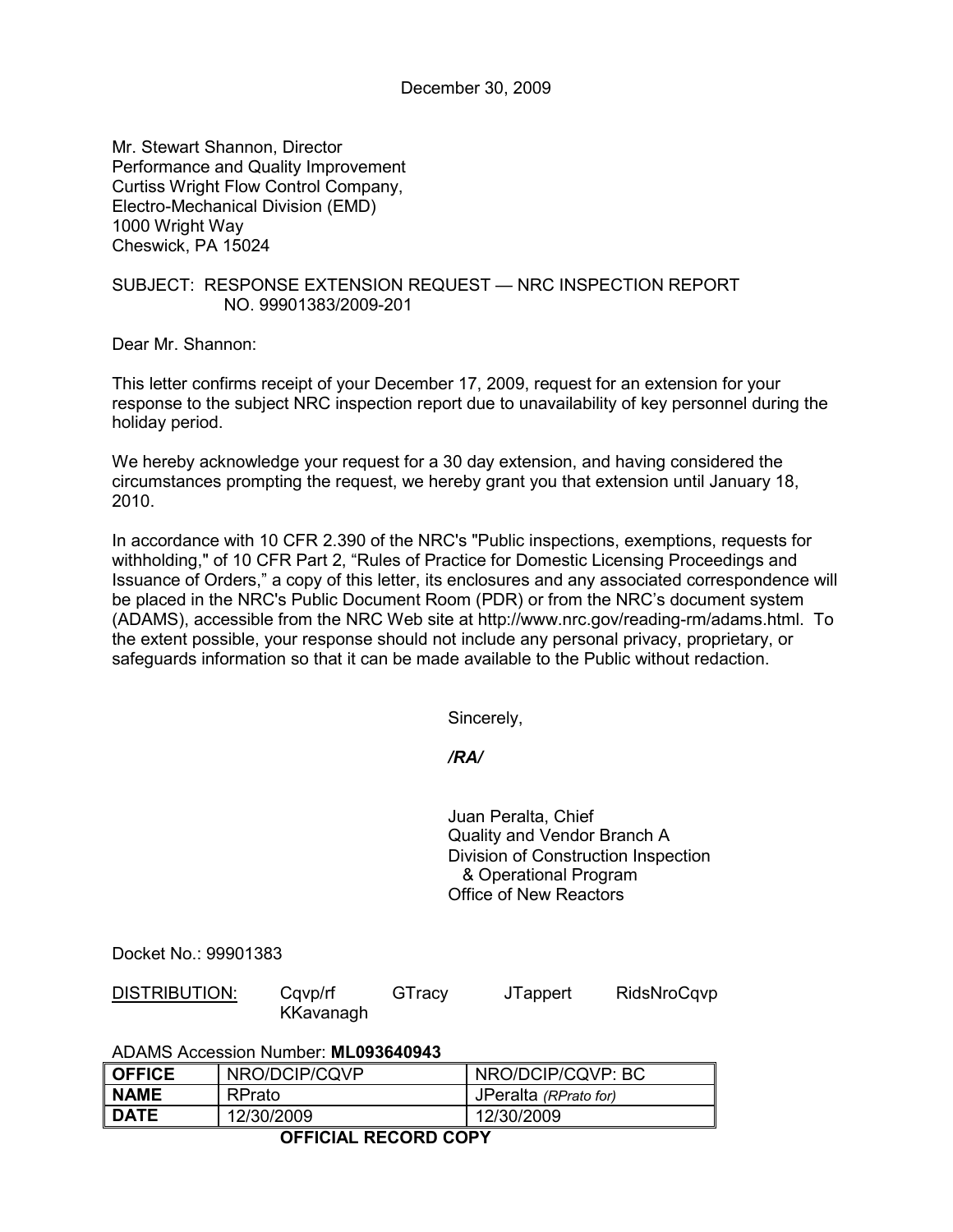December 30, 2009

Mr. Stewart Shannon, Director
Performance and Quality Improvement
Curtiss Wright Flow Control Company,
Electro-Mechanical Division (EMD)
1000 Wright Way
Cheswick, PA 15024

SUBJECT: RESPONSE EXTENSION REQUEST — NRC INSPECTION REPORT NO. 99901383/2009-201

Dear Mr. Shannon:

This letter confirms receipt of your December 17, 2009, request for an extension for your response to the subject NRC inspection report due to unavailability of key personnel during the holiday period.

We hereby acknowledge your request for a 30 day extension, and having considered the circumstances prompting the request, we hereby grant you that extension until January 18, 2010.

In accordance with 10 CFR 2.390 of the NRC's "Public inspections, exemptions, requests for withholding," of 10 CFR Part 2, "Rules of Practice for Domestic Licensing Proceedings and Issuance of Orders," a copy of this letter, its enclosures and any associated correspondence will be placed in the NRC's Public Document Room (PDR) or from the NRC's document system (ADAMS), accessible from the NRC Web site at http://www.nrc.gov/reading-rm/adams.html. To the extent possible, your response should not include any personal privacy, proprietary, or safeguards information so that it can be made available to the Public without redaction.

Sincerely,

***/RA/***

Juan Peralta, Chief
Quality and Vendor Branch A
Division of Construction Inspection
& Operational Program
Office of New Reactors

Docket No.: 99901383

DISTRIBUTION: Cqvp/rf GTracy JTappert RidsNroCqvp KKavanagh

ADAMS Accession Number: **ML093640943**

| **OFFICE** | NRO/DCIP/CQVP | NRO/DCIP/CQVP: BC |
|---|---|---|
| **NAME** | RPrato | JPeralta *(RPrato for)* |
| **DATE** | 12/30/2009 | 12/30/2009 |

**OFFICIAL RECORD COPY**